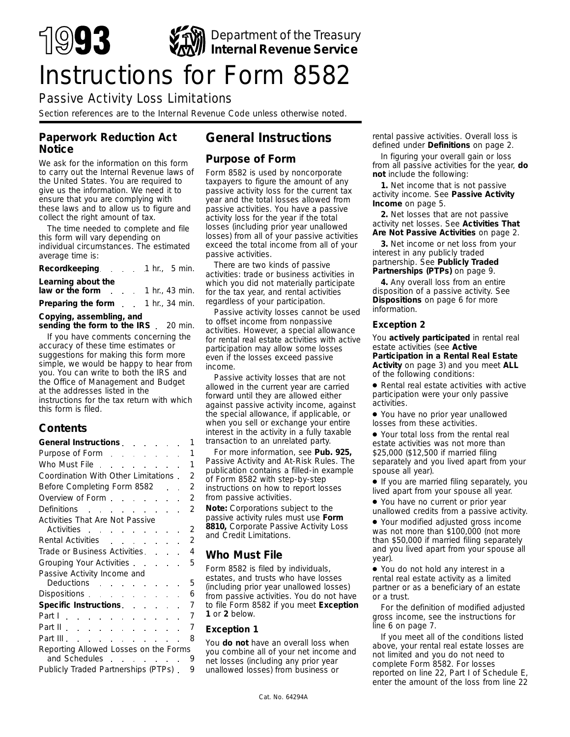# 1993 Instructions for Form 8582

Department of the Treasury
**Internal Revenue Service**

## Passive Activity Loss Limitations

Section references are to the Internal Revenue Code unless otherwise noted.

### Paperwork Reduction Act Notice

We ask for the information on this form to carry out the Internal Revenue laws of the United States. You are required to give us the information. We need it to ensure that you are complying with these laws and to allow us to figure and collect the right amount of tax.

The time needed to complete and file this form will vary depending on individual circumstances. The estimated average time is:

| | |
|---|---|
| **Recordkeeping** | 1 hr., 5 min. |
| **Learning about the law or the form** | 1 hr., 43 min. |
| **Preparing the form** | 1 hr., 34 min. |
| **Copying, assembling, and sending the form to the IRS** | 20 min. |

If you have comments concerning the accuracy of these time estimates or suggestions for making this form more simple, we would be happy to hear from you. You can write to both the IRS and the Office of Management and Budget at the addresses listed in the instructions for the tax return with which this form is filed.

### Contents

| | |
|---|---|
| **General Instructions** | 1 |
| Purpose of Form | 1 |
| Who Must File | 1 |
| Coordination With Other Limitations | 2 |
| Before Completing Form 8582 | 2 |
| Overview of Form | 2 |
| Definitions | 2 |
| Activities That Are Not Passive Activities | 2 |
| Rental Activities | 2 |
| Trade or Business Activities | 4 |
| Grouping Your Activities | 5 |
| Passive Activity Income and Deductions | 5 |
| Dispositions | 6 |
| **Specific Instructions** | 7 |
| Part I | 7 |
| Part II | 7 |
| Part III | 8 |
| Reporting Allowed Losses on the Forms and Schedules | 9 |
| Publicly Traded Partnerships (PTPs) | 9 |

## General Instructions

### Purpose of Form

Form 8582 is used by noncorporate taxpayers to figure the amount of any passive activity loss for the current tax year and the total losses allowed from passive activities. You have a passive activity loss for the year if the total losses (including prior year unallowed losses) from all of your passive activities exceed the total income from all of your passive activities.

There are two kinds of passive activities: trade or business activities in which you did not materially participate for the tax year, and rental activities regardless of your participation.

Passive activity losses cannot be used to offset income from nonpassive activities. However, a special allowance for rental real estate activities with active participation may allow some losses even if the losses exceed passive income.

Passive activity losses that are not allowed in the current year are carried forward until they are allowed either against passive activity income, against the special allowance, if applicable, or when you sell or exchange your entire interest in the activity in a fully taxable transaction to an unrelated party.

For more information, see **Pub. 925,** Passive Activity and At-Risk Rules. The publication contains a filled-in example of Form 8582 with step-by-step instructions on how to report losses from passive activities.

**Note:** Corporations subject to the passive activity rules must use **Form 8810,** Corporate Passive Activity Loss and Credit Limitations.

### Who Must File

Form 8582 is filed by individuals, estates, and trusts who have losses (including prior year unallowed losses) from passive activities. You do not have to file Form 8582 if you meet **Exception 1** or **2** below.

#### Exception 1

You **do not** have an overall loss when you combine all of your net income and net losses (including any prior year unallowed losses) from business or rental passive activities. Overall loss is defined under **Definitions** on page 2.

In figuring your overall gain or loss from all passive activities for the year, **do not** include the following:

**1.** Net income that is not passive activity income. See **Passive Activity Income** on page 5.

**2.** Net losses that are not passive activity net losses. See **Activities That Are Not Passive Activities** on page 2.

**3.** Net income or net loss from your interest in any publicly traded partnership. See **Publicly Traded Partnerships (PTPs)** on page 9.

**4.** Any overall loss from an entire disposition of a passive activity. See **Dispositions** on page 6 for more information.

#### Exception 2

You **actively participated** in rental real estate activities (see **Active Participation in a Rental Real Estate Activity** on page 3) and you meet **ALL** of the following conditions:

- Rental real estate activities with active participation were your only passive activities.
- You have no prior year unallowed losses from these activities.
- Your total loss from the rental real estate activities was not more than $25,000 ($12,500 if married filing separately and you lived apart from your spouse all year).
- If you are married filing separately, you lived apart from your spouse all year.
- You have no current or prior year unallowed credits from a passive activity.
- Your modified adjusted gross income was not more than $100,000 (not more than $50,000 if married filing separately and you lived apart from your spouse all year).
- You do not hold any interest in a rental real estate activity as a limited partner or as a beneficiary of an estate or a trust.

For the definition of modified adjusted gross income, see the instructions for line 6 on page 7.

If you meet all of the conditions listed above, your rental real estate losses are not limited and you do not need to complete Form 8582. For losses reported on line 22, Part I of Schedule E, enter the amount of the loss from line 22

Cat. No. 64294A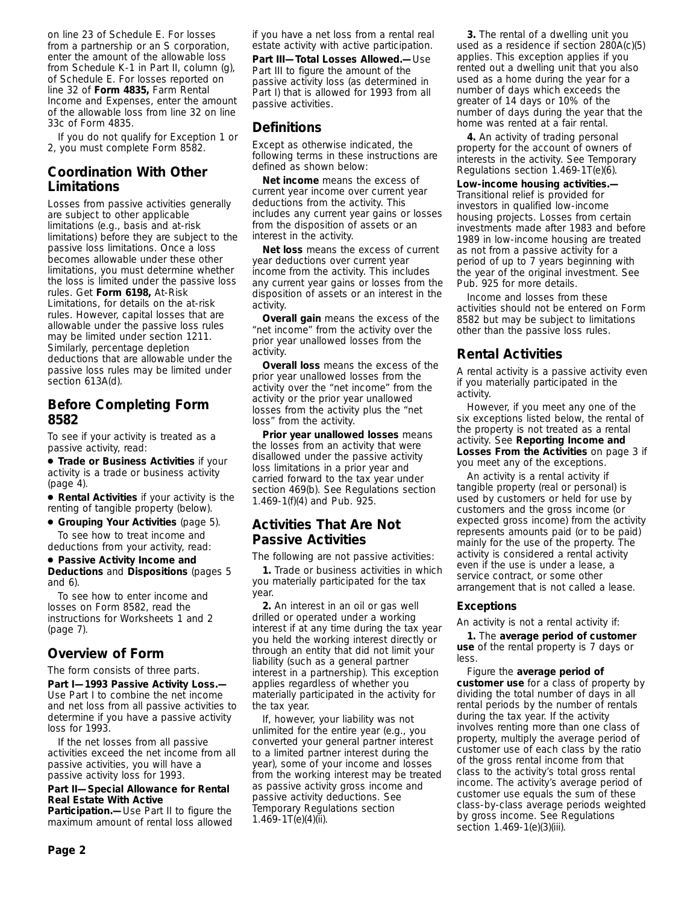on line 23 of Schedule E. For losses from a partnership or an S corporation, enter the amount of the allowable loss from Schedule K-1 in Part II, column (g), of Schedule E. For losses reported on line 32 of **Form 4835,** Farm Rental Income and Expenses, enter the amount of the allowable loss from line 32 on line 33c of Form 4835.

If you do not qualify for Exception 1 or 2, you must complete Form 8582.

## Coordination With Other Limitations

Losses from passive activities generally are subject to other applicable limitations (e.g., basis and at-risk limitations) before they are subject to the passive loss limitations. Once a loss becomes allowable under these other limitations, you must determine whether the loss is limited under the passive loss rules. Get **Form 6198,** At-Risk Limitations, for details on the at-risk rules. However, capital losses that are allowable under the passive loss rules may be limited under section 1211. Similarly, percentage depletion deductions that are allowable under the passive loss rules may be limited under section 613A(d).

## Before Completing Form 8582

To see if your activity is treated as a passive activity, read:

- **Trade or Business Activities** if your activity is a trade or business activity (page 4).
- **Rental Activities** if your activity is the renting of tangible property (below).
- **Grouping Your Activities** (page 5).

To see how to treat income and deductions from your activity, read:

- **Passive Activity Income and Deductions** and **Dispositions** (pages 5 and 6).

To see how to enter income and losses on Form 8582, read the instructions for Worksheets 1 and 2 (page 7).

## Overview of Form

The form consists of three parts.

**Part I—1993 Passive Activity Loss.—** Use Part I to combine the net income and net loss from all passive activities to determine if you have a passive activity loss for 1993.

If the net losses from all passive activities exceed the net income from all passive activities, you will have a passive activity loss for 1993.

**Part II—Special Allowance for Rental Real Estate With Active Participation.—** Use Part II to figure the maximum amount of rental loss allowed if you have a net loss from a rental real estate activity with active participation.

**Part III—Total Losses Allowed.—** Use Part III to figure the amount of the passive activity loss (as determined in Part I) that is allowed for 1993 from all passive activities.

## Definitions

Except as otherwise indicated, the following terms in these instructions are defined as shown below:

**Net income** means the excess of current year income over current year deductions from the activity. This includes any current year gains or losses from the disposition of assets or an interest in the activity.

**Net loss** means the excess of current year deductions over current year income from the activity. This includes any current year gains or losses from the disposition of assets or an interest in the activity.

**Overall gain** means the excess of the "net income" from the activity over the prior year unallowed losses from the activity.

**Overall loss** means the excess of the prior year unallowed losses from the activity over the "net income" from the activity or the prior year unallowed losses from the activity plus the "net loss" from the activity.

**Prior year unallowed losses** means the losses from an activity that were disallowed under the passive activity loss limitations in a prior year and carried forward to the tax year under section 469(b). See Regulations section 1.469-1(f)(4) and Pub. 925.

## Activities That Are Not Passive Activities

The following are not passive activities:

**1.** Trade or business activities in which you materially participated for the tax year.

**2.** An interest in an oil or gas well drilled or operated under a working interest if at any time during the tax year you held the working interest directly or through an entity that did not limit your liability (such as a general partner interest in a partnership). This exception applies regardless of whether you materially participated in the activity for the tax year.

If, however, your liability was not unlimited for the entire year (e.g., you converted your general partner interest to a limited partner interest during the year), some of your income and losses from the working interest may be treated as passive activity gross income and passive activity deductions. See Temporary Regulations section 1.469-1T(e)(4)(ii).

**3.** The rental of a dwelling unit you used as a residence if section 280A(c)(5) applies. This exception applies if you rented out a dwelling unit that you also used as a home during the year for a number of days which exceeds the greater of 14 days or 10% of the number of days during the year that the home was rented at a fair rental.

**4.** An activity of trading personal property for the account of owners of interests in the activity. See Temporary Regulations section 1.469-1T(e)(6).

**Low-income housing activities.—** Transitional relief is provided for investors in qualified low-income housing projects. Losses from certain investments made after 1983 and before 1989 in low-income housing are treated as not from a passive activity for a period of up to 7 years beginning with the year of the original investment. See Pub. 925 for more details.

Income and losses from these activities should not be entered on Form 8582 but may be subject to limitations other than the passive loss rules.

## Rental Activities

A rental activity is a passive activity even if you materially participated in the activity.

However, if you meet any one of the six exceptions listed below, the rental of the property is not treated as a rental activity. See **Reporting Income and Losses From the Activities** on page 3 if you meet any of the exceptions.

An activity is a rental activity if tangible property (real or personal) is used by customers or held for use by customers and the gross income (or expected gross income) from the activity represents amounts paid (or to be paid) mainly for the use of the property. The activity is considered a rental activity even if the use is under a lease, a service contract, or some other arrangement that is not called a lease.

### Exceptions

An activity is not a rental activity if:

**1.** The **average period of customer use** of the rental property is 7 days or less.

Figure the **average period of customer use** for a class of property by dividing the total number of days in all rental periods by the number of rentals during the tax year. If the activity involves renting more than one class of property, multiply the average period of customer use of each class by the ratio of the gross rental income from that class to the activity's total gross rental income. The activity's average period of customer use equals the sum of these class-by-class average periods weighted by gross income. See Regulations section 1.469-1(e)(3)(iii).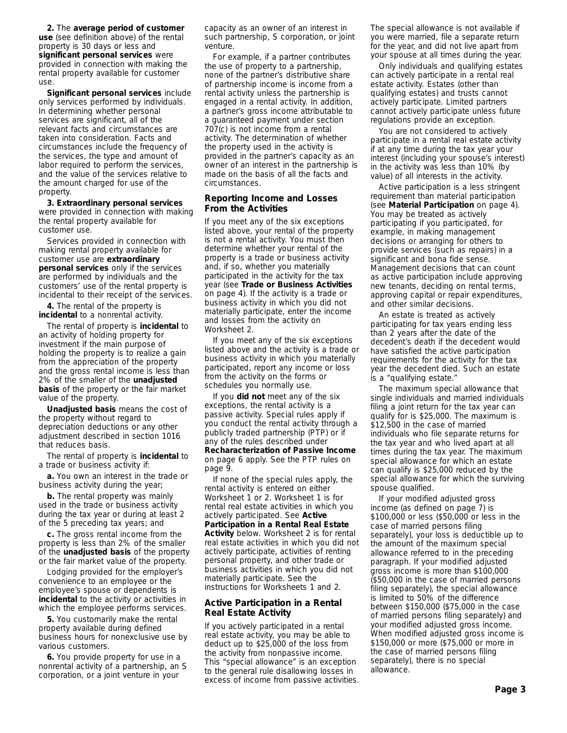**2.** The **average period of customer use** (see definition above) of the rental property is 30 days or less and **significant personal services** were provided in connection with making the rental property available for customer use.

**Significant personal services** include only services performed by individuals. In determining whether personal services are significant, all of the relevant facts and circumstances are taken into consideration. Facts and circumstances include the frequency of the services, the type and amount of labor required to perform the services, and the value of the services relative to the amount charged for use of the property.

**3. Extraordinary personal services** were provided in connection with making the rental property available for customer use.

Services provided in connection with making rental property available for customer use are **extraordinary personal services** only if the services are performed by individuals and the customers' use of the rental property is incidental to their receipt of the services.

**4.** The rental of the property is **incidental** to a nonrental activity.

The rental of property is **incidental** to an activity of holding property for investment if the main purpose of holding the property is to realize a gain from the appreciation of the property and the gross rental income is less than 2% of the smaller of the **unadjusted basis** of the property or the fair market value of the property.

**Unadjusted basis** means the cost of the property without regard to depreciation deductions or any other adjustment described in section 1016 that reduces basis.

The rental of property is **incidental** to a trade or business activity if:

**a.** You own an interest in the trade or business activity during the year;

**b.** The rental property was mainly used in the trade or business activity during the tax year or during at least 2 of the 5 preceding tax years; and

**c.** The gross rental income from the property is less than 2% of the smaller of the **unadjusted basis** of the property or the fair market value of the property.

Lodging provided for the employer's convenience to an employee or the employee's spouse or dependents is **incidental** to the activity or activities in which the employee performs services.

**5.** You customarily make the rental property available during defined business hours for nonexclusive use by various customers.

**6.** You provide property for use in a nonrental activity of a partnership, an S corporation, or a joint venture in your capacity as an owner of an interest in such partnership, S corporation, or joint venture.

For example, if a partner contributes the use of property to a partnership, none of the partner's distributive share of partnership income is income from a rental activity unless the partnership is engaged in a rental activity. In addition, a partner's gross income attributable to a guaranteed payment under section 707(c) is not income from a rental activity. The determination of whether the property used in the activity is provided in the partner's capacity as an owner of an interest in the partnership is made on the basis of all the facts and circumstances.

### Reporting Income and Losses From the Activities

If you meet any of the six exceptions listed above, your rental of the property is not a rental activity. You must then determine whether your rental of the property is a trade or business activity and, if so, whether you materially participated in the activity for the tax year (see **Trade or Business Activities** on page 4). If the activity is a trade or business activity in which you did not materially participate, enter the income and losses from the activity on Worksheet 2.

If you meet any of the six exceptions listed above and the activity is a trade or business activity in which you materially participated, report any income or loss from the activity on the forms or schedules you normally use.

If you **did not** meet any of the six exceptions, the rental activity is a passive activity. Special rules apply if you conduct the rental activity through a publicly traded partnership (PTP) or if any of the rules described under **Recharacterization of Passive Income** on page 6 apply. See the PTP rules on page 9.

If none of the special rules apply, the rental activity is entered on either Worksheet 1 or 2. Worksheet 1 is for rental real estate activities in which you actively participated. See **Active Participation in a Rental Real Estate Activity** below. Worksheet 2 is for rental real estate activities in which you did not actively participate, activities of renting personal property, and other trade or business activities in which you did not materially participate. See the instructions for Worksheets 1 and 2.

### Active Participation in a Rental Real Estate Activity

If you actively participated in a rental real estate activity, you may be able to deduct up to $25,000 of the loss from the activity from nonpassive income. This "special allowance" is an exception to the general rule disallowing losses in excess of income from passive activities. The special allowance is not available if you were married, file a separate return for the year, and did not live apart from your spouse at all times during the year.

Only individuals and qualifying estates can actively participate in a rental real estate activity. Estates (other than qualifying estates) and trusts cannot actively participate. Limited partners cannot actively participate unless future regulations provide an exception.

You are not considered to actively participate in a rental real estate activity if at any time during the tax year your interest (including your spouse's interest) in the activity was less than 10% (by value) of all interests in the activity.

Active participation is a less stringent requirement than material participation (see **Material Participation** on page 4). You may be treated as actively participating if you participated, for example, in making management decisions or arranging for others to provide services (such as repairs) in a significant and bona fide sense. Management decisions that can count as active participation include approving new tenants, deciding on rental terms, approving capital or repair expenditures, and other similar decisions.

An estate is treated as actively participating for tax years ending less than 2 years after the date of the decedent's death if the decedent would have satisfied the active participation requirements for the activity for the tax year the decedent died. Such an estate is a "qualifying estate."

The maximum special allowance that single individuals and married individuals filing a joint return for the tax year can qualify for is $25,000. The maximum is $12,500 in the case of married individuals who file separate returns for the tax year and who lived apart at all times during the tax year. The maximum special allowance for which an estate can qualify is $25,000 reduced by the special allowance for which the surviving spouse qualified.

If your modified adjusted gross income (as defined on page 7) is $100,000 or less ($50,000 or less in the case of married persons filing separately), your loss is deductible up to the amount of the maximum special allowance referred to in the preceding paragraph. If your modified adjusted gross income is more than $100,000 ($50,000 in the case of married persons filing separately), the special allowance is limited to 50% of the difference between $150,000 ($75,000 in the case of married persons filing separately) and your modified adjusted gross income. When modified adjusted gross income is $150,000 or more ($75,000 or more in the case of married persons filing separately), there is no special allowance.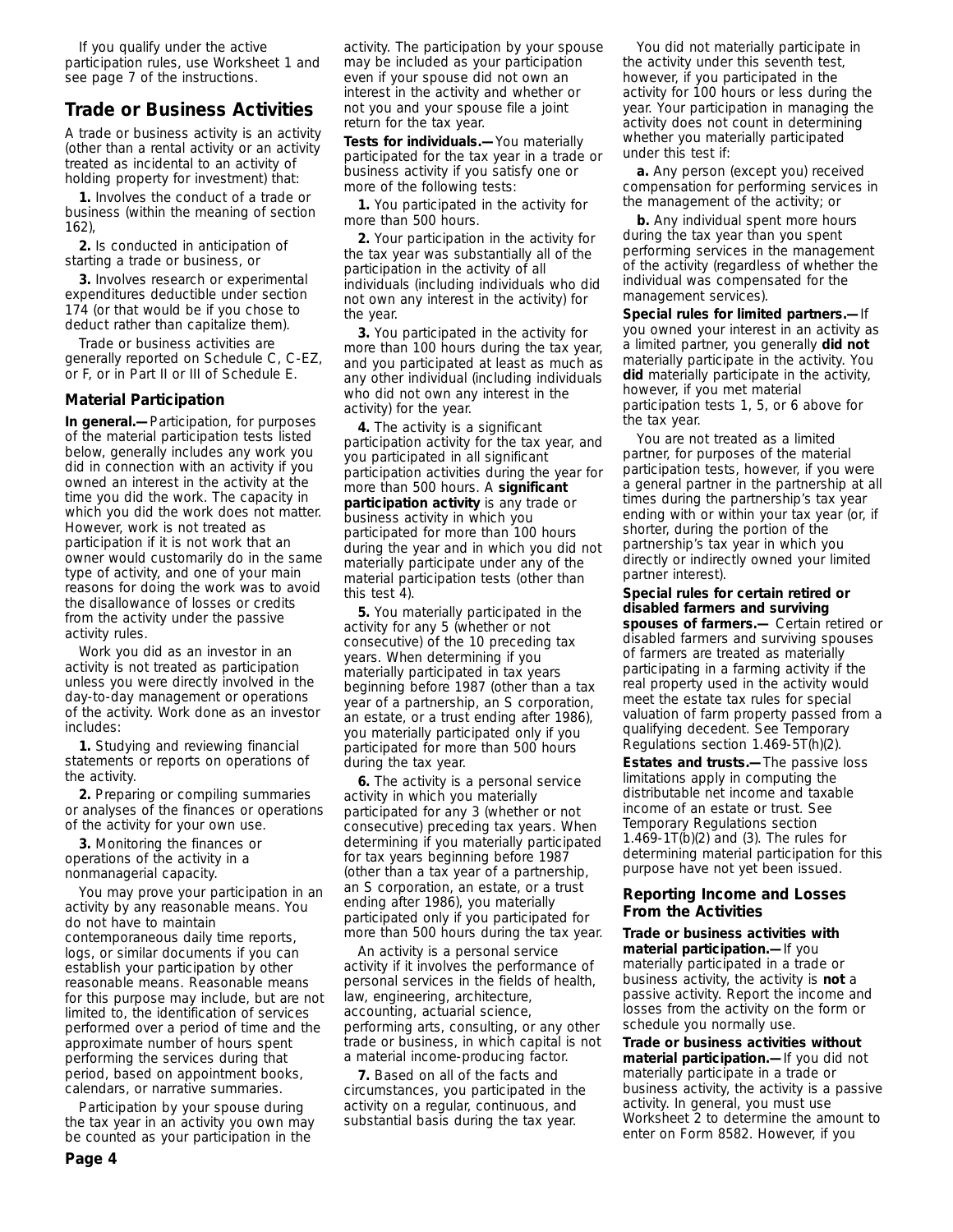If you qualify under the active participation rules, use Worksheet 1 and see page 7 of the instructions.

## Trade or Business Activities

A trade or business activity is an activity (other than a rental activity or an activity treated as incidental to an activity of holding property for investment) that:

**1.** Involves the conduct of a trade or business (within the meaning of section 162),

**2.** Is conducted in anticipation of starting a trade or business, or

**3.** Involves research or experimental expenditures deductible under section 174 (or that would be if you chose to deduct rather than capitalize them).

Trade or business activities are generally reported on Schedule C, C-EZ, or F, or in Part II or III of Schedule E.

### Material Participation

**In general.—** Participation, for purposes of the material participation tests listed below, generally includes any work you did in connection with an activity if you owned an interest in the activity at the time you did the work. The capacity in which you did the work does not matter. However, work is not treated as participation if it is not work that an owner would customarily do in the same type of activity, and one of your main reasons for doing the work was to avoid the disallowance of losses or credits from the activity under the passive activity rules.

Work you did as an investor in an activity is not treated as participation unless you were directly involved in the day-to-day management or operations of the activity. Work done as an investor includes:

**1.** Studying and reviewing financial statements or reports on operations of the activity.

**2.** Preparing or compiling summaries or analyses of the finances or operations of the activity for your own use.

**3.** Monitoring the finances or operations of the activity in a nonmanagerial capacity.

You may prove your participation in an activity by any reasonable means. You do not have to maintain contemporaneous daily time reports, logs, or similar documents if you can establish your participation by other reasonable means. Reasonable means for this purpose may include, but are not limited to, the identification of services performed over a period of time and the approximate number of hours spent performing the services during that period, based on appointment books, calendars, or narrative summaries.

Participation by your spouse during the tax year in an activity you own may be counted as your participation in the activity. The participation by your spouse may be included as your participation even if your spouse did not own an interest in the activity and whether or not you and your spouse file a joint return for the tax year.

**Tests for individuals.—** You materially participated for the tax year in a trade or business activity if you satisfy one or more of the following tests:

**1.** You participated in the activity for more than 500 hours.

**2.** Your participation in the activity for the tax year was substantially all of the participation in the activity of all individuals (including individuals who did not own any interest in the activity) for the year.

**3.** You participated in the activity for more than 100 hours during the tax year, and you participated at least as much as any other individual (including individuals who did not own any interest in the activity) for the year.

**4.** The activity is a significant participation activity for the tax year, and you participated in all significant participation activities during the year for more than 500 hours. A **significant participation activity** is any trade or business activity in which you participated for more than 100 hours during the year and in which you did not materially participate under any of the material participation tests (other than this test 4).

**5.** You materially participated in the activity for any 5 (whether or not consecutive) of the 10 preceding tax years. When determining if you materially participated in tax years beginning before 1987 (other than a tax year of a partnership, an S corporation, an estate, or a trust ending after 1986), you materially participated only if you participated for more than 500 hours during the tax year.

**6.** The activity is a personal service activity in which you materially participated for any 3 (whether or not consecutive) preceding tax years. When determining if you materially participated for tax years beginning before 1987 (other than a tax year of a partnership, an S corporation, an estate, or a trust ending after 1986), you materially participated only if you participated for more than 500 hours during the tax year.

An activity is a personal service activity if it involves the performance of personal services in the fields of health, law, engineering, architecture, accounting, actuarial science, performing arts, consulting, or any other trade or business, in which capital is not a material income-producing factor.

**7.** Based on all of the facts and circumstances, you participated in the activity on a regular, continuous, and substantial basis during the tax year.

You did not materially participate in the activity under this seventh test, however, if you participated in the activity for 100 hours or less during the year. Your participation in managing the activity does not count in determining whether you materially participated under this test if:

**a.** Any person (except you) received compensation for performing services in the management of the activity; or

**b.** Any individual spent more hours during the tax year than you spent performing services in the management of the activity (regardless of whether the individual was compensated for the management services).

**Special rules for limited partners.—** If you owned your interest in an activity as a limited partner, you generally **did not** materially participate in the activity. You **did** materially participate in the activity, however, if you met material participation tests 1, 5, or 6 above for the tax year.

You are not treated as a limited partner, for purposes of the material participation tests, however, if you were a general partner in the partnership at all times during the partnership's tax year ending with or within your tax year (or, if shorter, during the portion of the partnership's tax year in which you directly or indirectly owned your limited partner interest).

**Special rules for certain retired or disabled farmers and surviving spouses of farmers.—** Certain retired or disabled farmers and surviving spouses of farmers are treated as materially participating in a farming activity if the real property used in the activity would meet the estate tax rules for special valuation of farm property passed from a qualifying decedent. See Temporary Regulations section 1.469-5T(h)(2).

**Estates and trusts.—** The passive loss limitations apply in computing the distributable net income and taxable income of an estate or trust. See Temporary Regulations section 1.469-1T(b)(2) and (3). The rules for determining material participation for this purpose have not yet been issued.

### Reporting Income and Losses From the Activities

**Trade or business activities with material participation.—** If you materially participated in a trade or business activity, the activity is **not** a passive activity. Report the income and losses from the activity on the form or schedule you normally use.

**Trade or business activities without material participation.—** If you did not materially participate in a trade or business activity, the activity is a passive activity. In general, you must use Worksheet 2 to determine the amount to enter on Form 8582. However, if you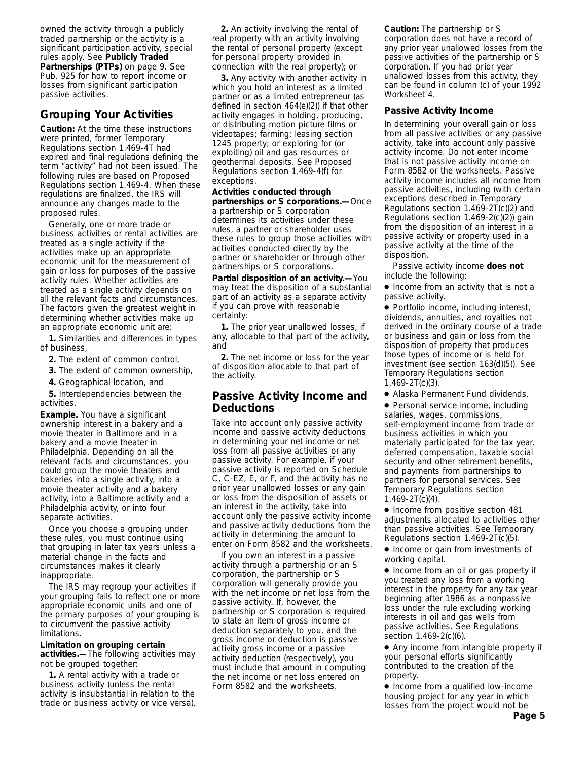owned the activity through a publicly traded partnership or the activity is a significant participation activity, special rules apply. See **Publicly Traded Partnerships (PTPs)** on page 9. See Pub. 925 for how to report income or losses from significant participation passive activities.

## Grouping Your Activities

**Caution:** At the time these instructions were printed, former Temporary Regulations section 1.469-4T had expired and final regulations defining the term "activity" had not been issued. The following rules are based on Proposed Regulations section 1.469-4. When these regulations are finalized, the IRS will announce any changes made to the proposed rules.

Generally, one or more trade or business activities or rental activities are treated as a single activity if the activities make up an appropriate economic unit for the measurement of gain or loss for purposes of the passive activity rules. Whether activities are treated as a single activity depends on all the relevant facts and circumstances. The factors given the greatest weight in determining whether activities make up an appropriate economic unit are:

**1.** Similarities and differences in types of business,

**2.** The extent of common control,

**3.** The extent of common ownership,

**4.** Geographical location, and

**5.** Interdependencies between the activities.

**Example.** You have a significant ownership interest in a bakery and a movie theater in Baltimore and in a bakery and a movie theater in Philadelphia. Depending on all the relevant facts and circumstances, you could group the movie theaters and bakeries into a single activity, into a movie theater activity and a bakery activity, into a Baltimore activity and a Philadelphia activity, or into four separate activities.

Once you choose a grouping under these rules, you must continue using that grouping in later tax years unless a material change in the facts and circumstances makes it clearly inappropriate.

The IRS may regroup your activities if your grouping fails to reflect one or more appropriate economic units and one of the primary purposes of your grouping is to circumvent the passive activity limitations.

**Limitation on grouping certain activities.—** The following activities may not be grouped together:

**1.** A rental activity with a trade or business activity (unless the rental activity is insubstantial in relation to the trade or business activity or vice versa),

**2.** An activity involving the rental of real property with an activity involving the rental of personal property (except for personal property provided in connection with the real property); or

**3.** Any activity with another activity in which you hold an interest as a limited partner or as a limited entrepreneur (as defined in section 464(e)(2)) if that other activity engages in holding, producing, or distributing motion picture films or videotapes; farming; leasing section 1245 property; or exploring for (or exploiting) oil and gas resources or geothermal deposits. See Proposed Regulations section 1.469-4(f) for exceptions.

**Activities conducted through partnerships or S corporations.—** Once a partnership or S corporation determines its activities under these rules, a partner or shareholder uses these rules to group those activities with activities conducted directly by the partner or shareholder or through other partnerships or S corporations.

**Partial disposition of an activity.—** You may treat the disposition of a substantial part of an activity as a separate activity if you can prove with reasonable certainty:

**1.** The prior year unallowed losses, if any, allocable to that part of the activity, and

**2.** The net income or loss for the year of disposition allocable to that part of the activity.

## Passive Activity Income and Deductions

Take into account only passive activity income and passive activity deductions in determining your net income or net loss from all passive activities or any passive activity. For example, if your passive activity is reported on Schedule C, C-EZ, E, or F, and the activity has no prior year unallowed losses or any gain or loss from the disposition of assets or an interest in the activity, take into account only the passive activity income and passive activity deductions from the activity in determining the amount to enter on Form 8582 and the worksheets.

If you own an interest in a passive activity through a partnership or an S corporation, the partnership or S corporation will generally provide you with the net income or net loss from the passive activity. If, however, the partnership or S corporation is required to state an item of gross income or deduction separately to you, and the gross income or deduction is passive activity gross income or a passive activity deduction (respectively), you must include that amount in computing the net income or net loss entered on Form 8582 and the worksheets.

**Caution:** The partnership or S corporation does not have a record of any prior year unallowed losses from the passive activities of the partnership or S corporation. If you had prior year unallowed losses from this activity, they can be found in column (c) of your 1992 Worksheet 4.

### Passive Activity Income

In determining your overall gain or loss from all passive activities or any passive activity, take into account only passive activity income. Do not enter income that is not passive activity income on Form 8582 or the worksheets. Passive activity income includes all income from passive activities, including (with certain exceptions described in Temporary Regulations section 1.469-2T(c)(2) and Regulations section 1.469-2(c)(2)) gain from the disposition of an interest in a passive activity or property used in a passive activity at the time of the disposition.

Passive activity income **does not** include the following:

- Income from an activity that is not a passive activity.
- Portfolio income, including interest, dividends, annuities, and royalties not derived in the ordinary course of a trade or business and gain or loss from the disposition of property that produces those types of income or is held for investment (see section 163(d)(5)). See Temporary Regulations section 1.469-2T(c)(3).
- Alaska Permanent Fund dividends.
- Personal service income, including salaries, wages, commissions, self-employment income from trade or business activities in which you materially participated for the tax year, deferred compensation, taxable social security and other retirement benefits, and payments from partnerships to partners for personal services. See Temporary Regulations section 1.469-2T(c)(4).
- Income from positive section 481 adjustments allocated to activities other than passive activities. See Temporary Regulations section 1.469-2T(c)(5).
- Income or gain from investments of working capital.
- Income from an oil or gas property if you treated any loss from a working interest in the property for any tax year beginning after 1986 as a nonpassive loss under the rule excluding working interests in oil and gas wells from passive activities. See Regulations section 1.469-2(c)(6).
- Any income from intangible property if your personal efforts significantly contributed to the creation of the property.
- Income from a qualified low-income housing project for any year in which losses from the project would not be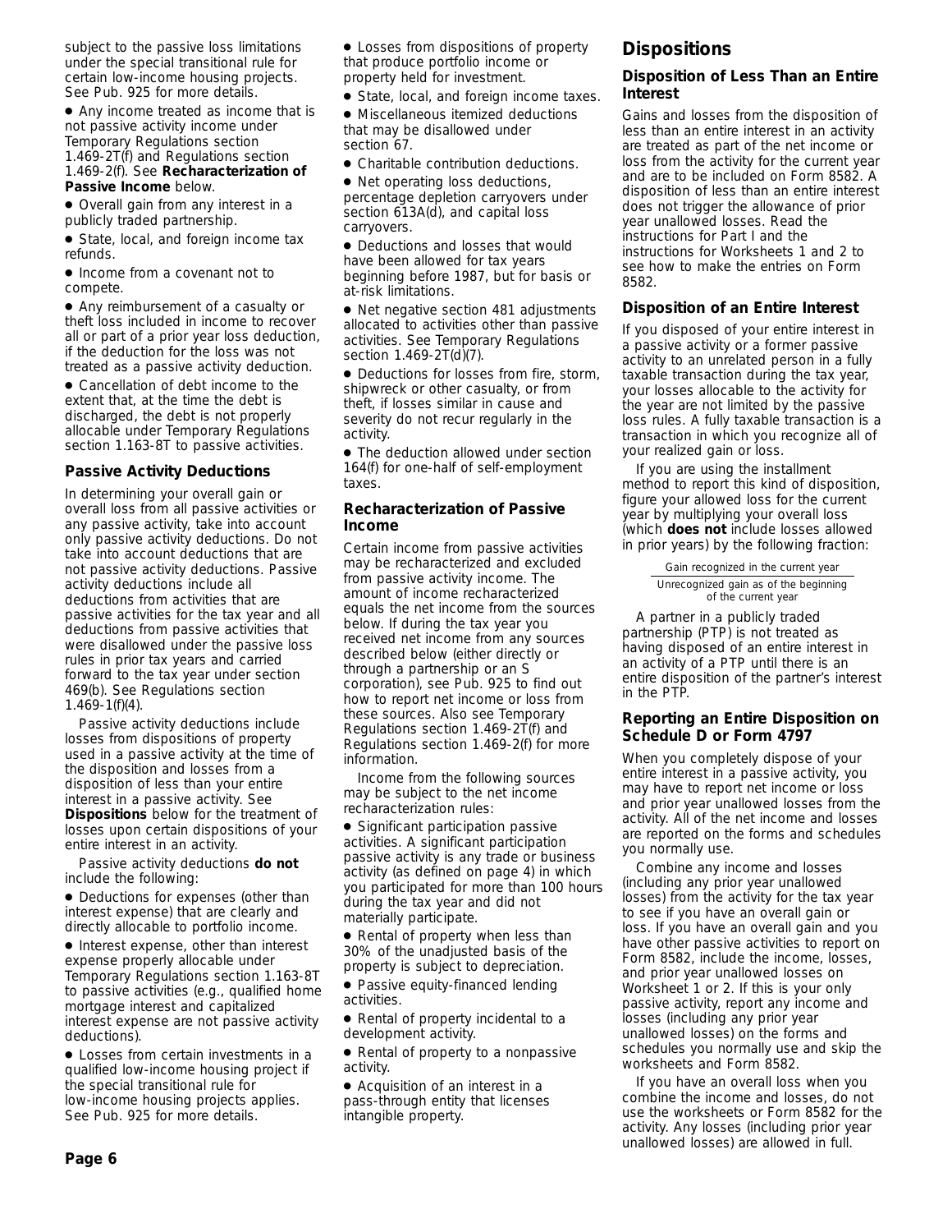subject to the passive loss limitations under the special transitional rule for certain low-income housing projects. See Pub. 925 for more details.

- Any income treated as income that is not passive activity income under Temporary Regulations section 1.469-2T(f) and Regulations section 1.469-2(f). See **Recharacterization of Passive Income** below.
- Overall gain from any interest in a publicly traded partnership.
- State, local, and foreign income tax refunds.
- Income from a covenant not to compete.
- Any reimbursement of a casualty or theft loss included in income to recover all or part of a prior year loss deduction, if the deduction for the loss was not treated as a passive activity deduction.
- Cancellation of debt income to the extent that, at the time the debt is discharged, the debt is not properly allocable under Temporary Regulations section 1.163-8T to passive activities.

### Passive Activity Deductions

In determining your overall gain or overall loss from all passive activities or any passive activity, take into account only passive activity deductions. Do not take into account deductions that are not passive activity deductions. Passive activity deductions include all deductions from activities that are passive activities for the tax year and all deductions from passive activities that were disallowed under the passive loss rules in prior tax years and carried forward to the tax year under section 469(b). See Regulations section 1.469-1(f)(4).

Passive activity deductions include losses from dispositions of property used in a passive activity at the time of the disposition and losses from a disposition of less than your entire interest in a passive activity. See **Dispositions** below for the treatment of losses upon certain dispositions of your entire interest in an activity.

Passive activity deductions **do not** include the following:

- Deductions for expenses (other than interest expense) that are clearly and directly allocable to portfolio income.
- Interest expense, other than interest expense properly allocable under Temporary Regulations section 1.163-8T to passive activities (e.g., qualified home mortgage interest and capitalized interest expense are not passive activity deductions).
- Losses from certain investments in a qualified low-income housing project if the special transitional rule for low-income housing projects applies. See Pub. 925 for more details.
- Losses from dispositions of property that produce portfolio income or property held for investment.
- State, local, and foreign income taxes.
- Miscellaneous itemized deductions that may be disallowed under section 67.
- Charitable contribution deductions.
- Net operating loss deductions, percentage depletion carryovers under section 613A(d), and capital loss carryovers.
- Deductions and losses that would have been allowed for tax years beginning before 1987, but for basis or at-risk limitations.
- Net negative section 481 adjustments allocated to activities other than passive activities. See Temporary Regulations section 1.469-2T(d)(7).
- Deductions for losses from fire, storm, shipwreck or other casualty, or from theft, if losses similar in cause and severity do not recur regularly in the activity.
- The deduction allowed under section 164(f) for one-half of self-employment taxes.

### Recharacterization of Passive Income

Certain income from passive activities may be recharacterized and excluded from passive activity income. The amount of income recharacterized equals the net income from the sources below. If during the tax year you received net income from any sources described below (either directly or through a partnership or an S corporation), see Pub. 925 to find out how to report net income or loss from these sources. Also see Temporary Regulations section 1.469-2T(f) and Regulations section 1.469-2(f) for more information.

Income from the following sources may be subject to the net income recharacterization rules:

- Significant participation passive activities. A significant participation passive activity is any trade or business activity (as defined on page 4) in which you participated for more than 100 hours during the tax year and did not materially participate.
- Rental of property when less than 30% of the unadjusted basis of the property is subject to depreciation.
- Passive equity-financed lending activities.
- Rental of property incidental to a development activity.
- Rental of property to a nonpassive activity.
- Acquisition of an interest in a pass-through entity that licenses intangible property.

## Dispositions

### Disposition of Less Than an Entire Interest

Gains and losses from the disposition of less than an entire interest in an activity are treated as part of the net income or loss from the activity for the current year and are to be included on Form 8582. A disposition of less than an entire interest does not trigger the allowance of prior year unallowed losses. Read the instructions for Part I and the instructions for Worksheets 1 and 2 to see how to make the entries on Form 8582.

### Disposition of an Entire Interest

If you disposed of your entire interest in a passive activity or a former passive activity to an unrelated person in a fully taxable transaction during the tax year, your losses allocable to the activity for the year are not limited by the passive loss rules. A fully taxable transaction is a transaction in which you recognize all of your realized gain or loss.

If you are using the installment method to report this kind of disposition, figure your allowed loss for the current year by multiplying your overall loss (which **does not** include losses allowed in prior years) by the following fraction:

$$\frac{\text{Gain recognized in the current year}}{\text{Unrecognized gain as of the beginning of the current year}}$$

A partner in a publicly traded partnership (PTP) is not treated as having disposed of an entire interest in an activity of a PTP until there is an entire disposition of the partner's interest in the PTP.

### Reporting an Entire Disposition on Schedule D or Form 4797

When you completely dispose of your entire interest in a passive activity, you may have to report net income or loss and prior year unallowed losses from the activity. All of the net income and losses are reported on the forms and schedules you normally use.

Combine any income and losses (including any prior year unallowed losses) from the activity for the tax year to see if you have an overall gain or loss. If you have an overall gain and you have other passive activities to report on Form 8582, include the income, losses, and prior year unallowed losses on Worksheet 1 or 2. If this is your only passive activity, report any income and losses (including any prior year unallowed losses) on the forms and schedules you normally use and skip the worksheets and Form 8582.

If you have an overall loss when you combine the income and losses, do not use the worksheets or Form 8582 for the activity. Any losses (including prior year unallowed losses) are allowed in full.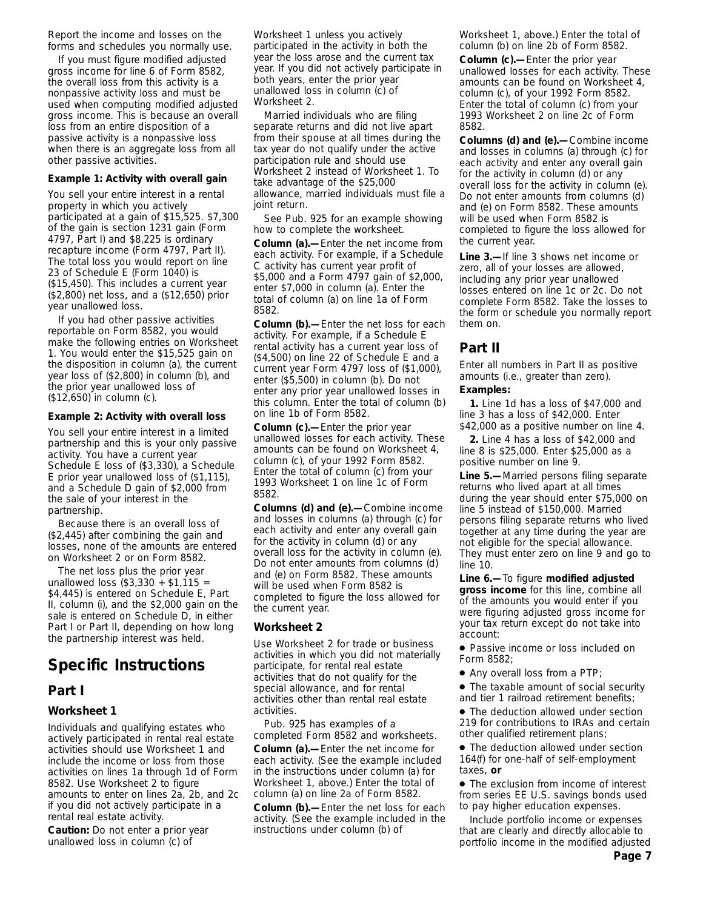Report the income and losses on the forms and schedules you normally use.

If you must figure modified adjusted gross income for line 6 of Form 8582, the overall loss from this activity is a nonpassive activity loss and must be used when computing modified adjusted gross income. This is because an overall loss from an entire disposition of a passive activity is a nonpassive loss when there is an aggregate loss from all other passive activities.

**Example 1: Activity with overall gain**

You sell your entire interest in a rental property in which you actively participated at a gain of $15,525. $7,300 of the gain is section 1231 gain (Form 4797, Part I) and $8,225 is ordinary recapture income (Form 4797, Part II). The total loss you would report on line 23 of Schedule E (Form 1040) is ($15,450). This includes a current year ($2,800) net loss, and a ($12,650) prior year unallowed loss.

If you had other passive activities reportable on Form 8582, you would make the following entries on Worksheet 1. You would enter the $15,525 gain on the disposition in column (a), the current year loss of ($2,800) in column (b), and the prior year unallowed loss of ($12,650) in column (c).

**Example 2: Activity with overall loss**

You sell your entire interest in a limited partnership and this is your only passive activity. You have a current year Schedule E loss of ($3,330), a Schedule E prior year unallowed loss of ($1,115), and a Schedule D gain of $2,000 from the sale of your interest in the partnership.

Because there is an overall loss of ($2,445) after combining the gain and losses, none of the amounts are entered on Worksheet 2 or on Form 8582.

The net loss plus the prior year unallowed loss ($3,330 + $1,115 = $4,445) is entered on Schedule E, Part II, column (i), and the $2,000 gain on the sale is entered on Schedule D, in either Part I or Part II, depending on how long the partnership interest was held.

# Specific Instructions

## Part I

### Worksheet 1

Individuals and qualifying estates who actively participated in rental real estate activities should use Worksheet 1 and include the income or loss from those activities on lines 1a through 1d of Form 8582. Use Worksheet 2 to figure amounts to enter on lines 2a, 2b, and 2c if you did not actively participate in a rental real estate activity.

**Caution:** Do not enter a prior year unallowed loss in column (c) of Worksheet 1 unless you actively participated in the activity in both the year the loss arose and the current tax year. If you did not actively participate in both years, enter the prior year unallowed loss in column (c) of Worksheet 2.

Married individuals who are filing separate returns and did not live apart from their spouse at all times during the tax year do not qualify under the active participation rule and should use Worksheet 2 instead of Worksheet 1. To take advantage of the $25,000 allowance, married individuals must file a joint return.

See Pub. 925 for an example showing how to complete the worksheet.

**Column (a).—** Enter the net income from each activity. For example, if a Schedule C activity has current year profit of $5,000 and a Form 4797 gain of $2,000, enter $7,000 in column (a). Enter the total of column (a) on line 1a of Form 8582.

**Column (b).—** Enter the net loss for each activity. For example, if a Schedule E rental activity has a current year loss of ($4,500) on line 22 of Schedule E and a current year Form 4797 loss of ($1,000), enter ($5,500) in column (b). Do not enter any prior year unallowed losses in this column. Enter the total of column (b) on line 1b of Form 8582.

**Column (c).—** Enter the prior year unallowed losses for each activity. These amounts can be found on Worksheet 4, column (c), of your 1992 Form 8582. Enter the total of column (c) from your 1993 Worksheet 1 on line 1c of Form 8582.

**Columns (d) and (e).—** Combine income and losses in columns (a) through (c) for each activity and enter any overall gain for the activity in column (d) or any overall loss for the activity in column (e). Do not enter amounts from columns (d) and (e) on Form 8582. These amounts will be used when Form 8582 is completed to figure the loss allowed for the current year.

### Worksheet 2

Use Worksheet 2 for trade or business activities in which you did not materially participate, for rental real estate activities that do not qualify for the special allowance, and for rental activities other than rental real estate activities.

Pub. 925 has examples of a completed Form 8582 and worksheets.

**Column (a).—** Enter the net income for each activity. (See the example included in the instructions under column (a) for Worksheet 1, above.) Enter the total of column (a) on line 2a of Form 8582.

**Column (b).—** Enter the net loss for each activity. (See the example included in the instructions under column (b) of Worksheet 1, above.) Enter the total of column (b) on line 2b of Form 8582.

**Column (c).—** Enter the prior year unallowed losses for each activity. These amounts can be found on Worksheet 4, column (c), of your 1992 Form 8582. Enter the total of column (c) from your 1993 Worksheet 2 on line 2c of Form 8582.

**Columns (d) and (e).—** Combine income and losses in columns (a) through (c) for each activity and enter any overall gain for the activity in column (d) or any overall loss for the activity in column (e). Do not enter amounts from columns (d) and (e) on Form 8582. These amounts will be used when Form 8582 is completed to figure the loss allowed for the current year.

**Line 3.—** If line 3 shows net income or zero, all of your losses are allowed, including any prior year unallowed losses entered on line 1c or 2c. Do not complete Form 8582. Take the losses to the form or schedule you normally report them on.

## Part II

Enter all numbers in Part II as positive amounts (i.e., greater than zero).

**Examples:**

**1.** Line 1d has a loss of $47,000 and line 3 has a loss of $42,000. Enter $42,000 as a positive number on line 4.

**2.** Line 4 has a loss of $42,000 and line 8 is $25,000. Enter $25,000 as a positive number on line 9.

**Line 5.—** Married persons filing separate returns who lived apart at all times during the year should enter $75,000 on line 5 instead of $150,000. Married persons filing separate returns who lived together at any time during the year are not eligible for the special allowance. They must enter zero on line 9 and go to line 10.

**Line 6.—** To figure **modified adjusted gross income** for this line, combine all of the amounts you would enter if you were figuring adjusted gross income for your tax return except do not take into account:

- Passive income or loss included on Form 8582;
- Any overall loss from a PTP;
- The taxable amount of social security and tier 1 railroad retirement benefits;
- The deduction allowed under section 219 for contributions to IRAs and certain other qualified retirement plans;
- The deduction allowed under section 164(f) for one-half of self-employment taxes, **or**
- The exclusion from income of interest from series EE U.S. savings bonds used to pay higher education expenses.

Include portfolio income or expenses that are clearly and directly allocable to portfolio income in the modified adjusted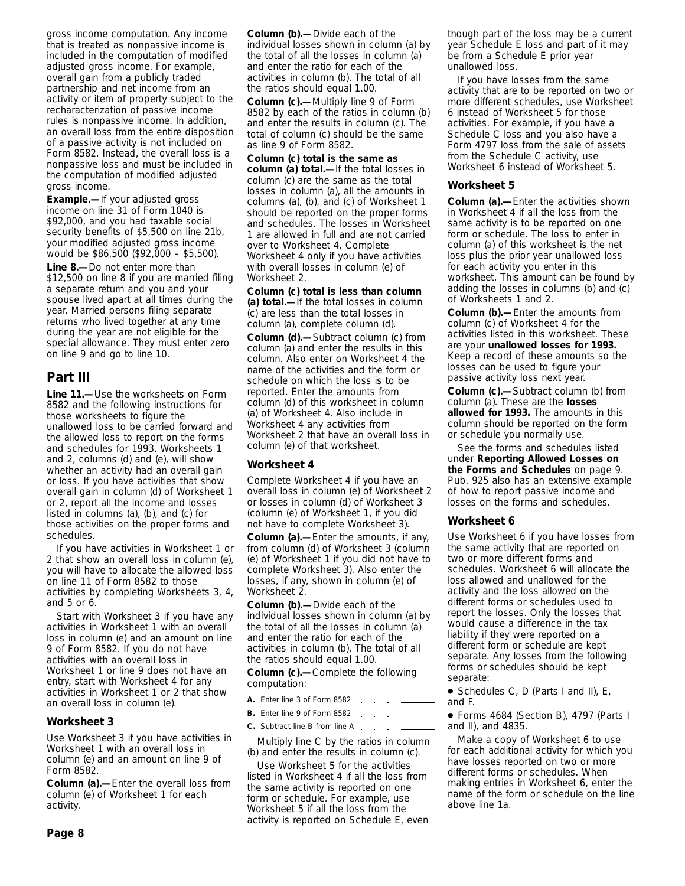gross income computation. Any income that is treated as nonpassive income is included in the computation of modified adjusted gross income. For example, overall gain from a publicly traded partnership and net income from an activity or item of property subject to the recharacterization of passive income rules is nonpassive income. In addition, an overall loss from the entire disposition of a passive activity is not included on Form 8582. Instead, the overall loss is a nonpassive loss and must be included in the computation of modified adjusted gross income.

**Example.—** If your adjusted gross income on line 31 of Form 1040 is $92,000, and you had taxable social security benefits of $5,500 on line 21b, your modified adjusted gross income would be $86,500 ($92,000 – $5,500).

**Line 8.—** Do not enter more than $12,500 on line 8 if you are married filing a separate return and you and your spouse lived apart at all times during the year. Married persons filing separate returns who lived together at any time during the year are not eligible for the special allowance. They must enter zero on line 9 and go to line 10.

## Part III

**Line 11.—** Use the worksheets on Form 8582 and the following instructions for those worksheets to figure the unallowed loss to be carried forward and the allowed loss to report on the forms and schedules for 1993. Worksheets 1 and 2, columns (d) and (e), will show whether an activity had an overall gain or loss. If you have activities that show overall gain in column (d) of Worksheet 1 or 2, report all the income and losses listed in columns (a), (b), and (c) for those activities on the proper forms and schedules.

If you have activities in Worksheet 1 or 2 that show an overall loss in column (e), you will have to allocate the allowed loss on line 11 of Form 8582 to those activities by completing Worksheets 3, 4, and 5 or 6.

Start with Worksheet 3 if you have any activities in Worksheet 1 with an overall loss in column (e) and an amount on line 9 of Form 8582. If you do not have activities with an overall loss in Worksheet 1 or line 9 does not have an entry, start with Worksheet 4 for any activities in Worksheet 1 or 2 that show an overall loss in column (e).

### Worksheet 3

Use Worksheet 3 if you have activities in Worksheet 1 with an overall loss in column (e) and an amount on line 9 of Form 8582.

**Column (a).—** Enter the overall loss from column (e) of Worksheet 1 for each activity.

**Column (b).—** Divide each of the individual losses shown in column (a) by the total of all the losses in column (a) and enter the ratio for each of the activities in column (b). The total of all the ratios should equal 1.00.

**Column (c).—** Multiply line 9 of Form 8582 by each of the ratios in column (b) and enter the results in column (c). The total of column (c) should be the same as line 9 of Form 8582.

**Column (c) total is the same as column (a) total.—** If the total losses in column (c) are the same as the total losses in column (a), all the amounts in columns (a), (b), and (c) of Worksheet 1 should be reported on the proper forms and schedules. The losses in Worksheet 1 are allowed in full and are not carried over to Worksheet 4. Complete Worksheet 4 only if you have activities with overall losses in column (e) of Worksheet 2.

**Column (c) total is less than column (a) total.—** If the total losses in column (c) are less than the total losses in column (a), complete column (d).

**Column (d).—** Subtract column (c) from column (a) and enter the results in this column. Also enter on Worksheet 4 the name of the activities and the form or schedule on which the loss is to be reported. Enter the amounts from column (d) of this worksheet in column (a) of Worksheet 4. Also include in Worksheet 4 any activities from Worksheet 2 that have an overall loss in column (e) of that worksheet.

### Worksheet 4

Complete Worksheet 4 if you have an overall loss in column (e) of Worksheet 2 or losses in column (d) of Worksheet 3 (column (e) of Worksheet 1, if you did not have to complete Worksheet 3).

**Column (a).—** Enter the amounts, if any, from column (d) of Worksheet 3 (column (e) of Worksheet 1 if you did not have to complete Worksheet 3). Also enter the losses, if any, shown in column (e) of Worksheet 2.

**Column (b).—** Divide each of the individual losses shown in column (a) by the total of all the losses in column (a) and enter the ratio for each of the activities in column (b). The total of all the ratios should equal 1.00.

**Column (c).—** Complete the following computation:

**A.** Enter line 3 of Form 8582 . . . ________

**B.** Enter line 9 of Form 8582 . . . ________

**C.** Subtract line B from line A . . . ________

Multiply line C by the ratios in column (b) and enter the results in column (c).

Use Worksheet 5 for the activities listed in Worksheet 4 if all the loss from the same activity is reported on one form or schedule. For example, use Worksheet 5 if all the loss from the activity is reported on Schedule E, even though part of the loss may be a current year Schedule E loss and part of it may be from a Schedule E prior year unallowed loss.

If you have losses from the same activity that are to be reported on two or more different schedules, use Worksheet 6 instead of Worksheet 5 for those activities. For example, if you have a Schedule C loss and you also have a Form 4797 loss from the sale of assets from the Schedule C activity, use Worksheet 6 instead of Worksheet 5.

### Worksheet 5

**Column (a).—** Enter the activities shown in Worksheet 4 if all the loss from the same activity is to be reported on one form or schedule. The loss to enter in column (a) of this worksheet is the net loss plus the prior year unallowed loss for each activity you enter in this worksheet. This amount can be found by adding the losses in columns (b) and (c) of Worksheets 1 and 2.

**Column (b).—** Enter the amounts from column (c) of Worksheet 4 for the activities listed in this worksheet. These are your **unallowed losses for 1993.** Keep a record of these amounts so the losses can be used to figure your passive activity loss next year.

**Column (c).—** Subtract column (b) from column (a). These are the **losses allowed for 1993.** The amounts in this column should be reported on the form or schedule you normally use.

See the forms and schedules listed under **Reporting Allowed Losses on the Forms and Schedules** on page 9. Pub. 925 also has an extensive example of how to report passive income and losses on the forms and schedules.

### Worksheet 6

Use Worksheet 6 if you have losses from the same activity that are reported on two or more different forms and schedules. Worksheet 6 will allocate the loss allowed and unallowed for the activity and the loss allowed on the different forms or schedules used to report the losses. Only the losses that would cause a difference in the tax liability if they were reported on a different form or schedule are kept separate. Any losses from the following forms or schedules should be kept separate:

- Schedules C, D (Parts I and II), E, and F.
- Forms 4684 (Section B), 4797 (Parts I and II), and 4835.

Make a copy of Worksheet 6 to use for each additional activity for which you have losses reported on two or more different forms or schedules. When making entries in Worksheet 6, enter the name of the form or schedule on the line above line 1a.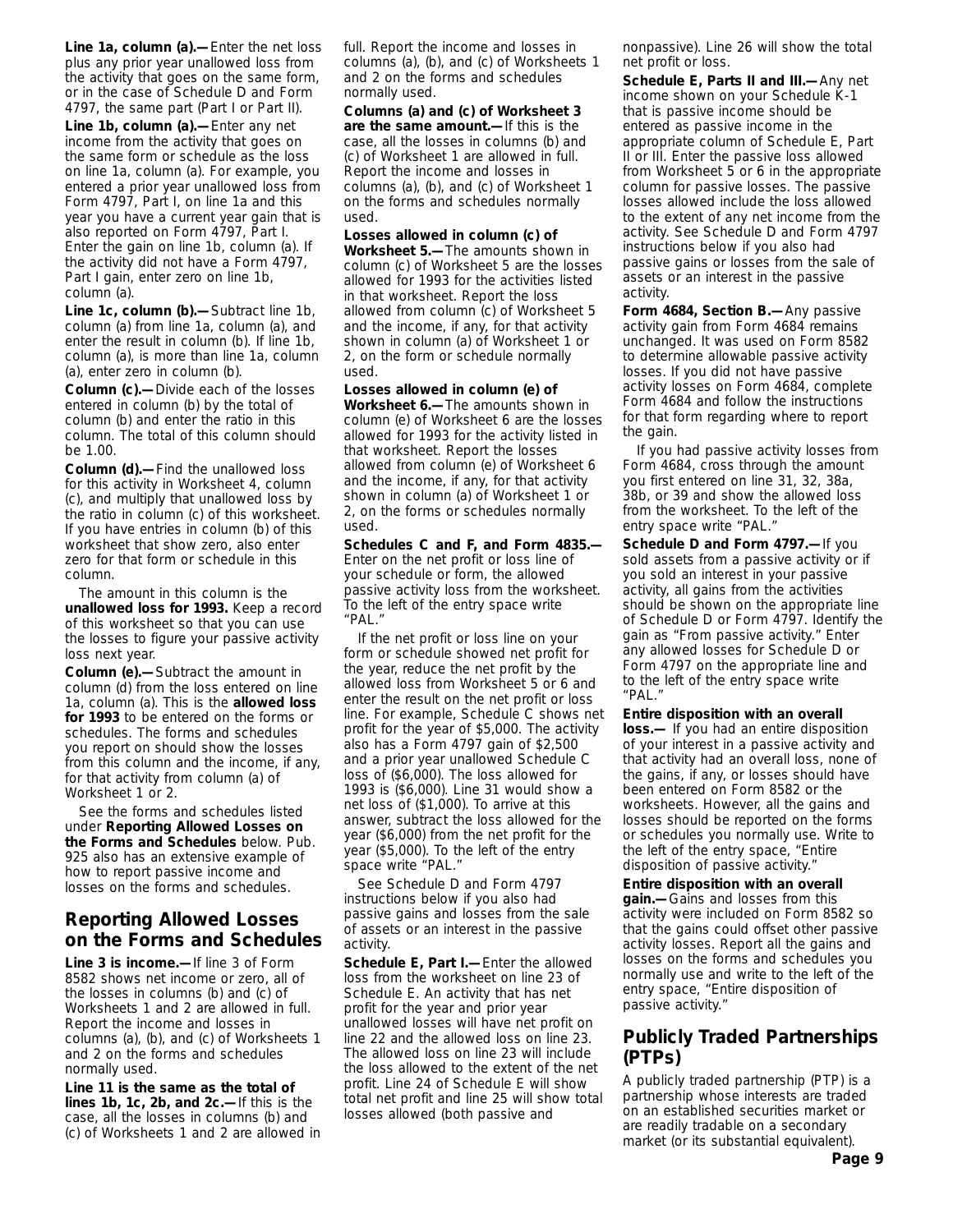**Line 1a, column (a).—** Enter the net loss plus any prior year unallowed loss from the activity that goes on the same form, or in the case of Schedule D and Form 4797, the same part (Part I or Part II).

**Line 1b, column (a).—** Enter any net income from the activity that goes on the same form or schedule as the loss on line 1a, column (a). For example, you entered a prior year unallowed loss from Form 4797, Part I, on line 1a and this year you have a current year gain that is also reported on Form 4797, Part I. Enter the gain on line 1b, column (a). If the activity did not have a Form 4797, Part I gain, enter zero on line 1b, column (a).

**Line 1c, column (b).—** Subtract line 1b, column (a) from line 1a, column (a), and enter the result in column (b). If line 1b, column (a), is more than line 1a, column (a), enter zero in column (b).

**Column (c).—** Divide each of the losses entered in column (b) by the total of column (b) and enter the ratio in this column. The total of this column should be 1.00.

**Column (d).—** Find the unallowed loss for this activity in Worksheet 4, column (c), and multiply that unallowed loss by the ratio in column (c) of this worksheet. If you have entries in column (b) of this worksheet that show zero, also enter zero for that form or schedule in this column.

The amount in this column is the **unallowed loss for 1993.** Keep a record of this worksheet so that you can use the losses to figure your passive activity loss next year.

**Column (e).—** Subtract the amount in column (d) from the loss entered on line 1a, column (a). This is the **allowed loss for 1993** to be entered on the forms or schedules. The forms and schedules you report on should show the losses from this column and the income, if any, for that activity from column (a) of Worksheet 1 or 2.

See the forms and schedules listed under **Reporting Allowed Losses on the Forms and Schedules** below. Pub. 925 also has an extensive example of how to report passive income and losses on the forms and schedules.

## Reporting Allowed Losses on the Forms and Schedules

**Line 3 is income.—** If line 3 of Form 8582 shows net income or zero, all of the losses in columns (b) and (c) of Worksheets 1 and 2 are allowed in full. Report the income and losses in columns (a), (b), and (c) of Worksheets 1 and 2 on the forms and schedules normally used.

**Line 11 is the same as the total of lines 1b, 1c, 2b, and 2c.—** If this is the case, all the losses in columns (b) and (c) of Worksheets 1 and 2 are allowed in full. Report the income and losses in columns (a), (b), and (c) of Worksheets 1 and 2 on the forms and schedules normally used.

**Columns (a) and (c) of Worksheet 3 are the same amount.—** If this is the case, all the losses in columns (b) and (c) of Worksheet 1 are allowed in full. Report the income and losses in columns (a), (b), and (c) of Worksheet 1 on the forms and schedules normally used.

**Losses allowed in column (c) of Worksheet 5.—** The amounts shown in column (c) of Worksheet 5 are the losses allowed for 1993 for the activities listed in that worksheet. Report the loss allowed from column (c) of Worksheet 5 and the income, if any, for that activity shown in column (a) of Worksheet 1 or 2, on the form or schedule normally used.

**Losses allowed in column (e) of Worksheet 6.—** The amounts shown in column (e) of Worksheet 6 are the losses allowed for 1993 for the activity listed in that worksheet. Report the losses allowed from column (e) of Worksheet 6 and the income, if any, for that activity shown in column (a) of Worksheet 1 or 2, on the forms or schedules normally used.

**Schedules C and F, and Form 4835.—** Enter on the net profit or loss line of your schedule or form, the allowed passive activity loss from the worksheet. To the left of the entry space write "PAL."

If the net profit or loss line on your form or schedule showed net profit for the year, reduce the net profit by the allowed loss from Worksheet 5 or 6 and enter the result on the net profit or loss line. For example, Schedule C shows net profit for the year of $5,000. The activity also has a Form 4797 gain of $2,500 and a prior year unallowed Schedule C loss of ($6,000). The loss allowed for 1993 is ($6,000). Line 31 would show a net loss of ($1,000). To arrive at this answer, subtract the loss allowed for the year ($6,000) from the net profit for the year ($5,000). To the left of the entry space write "PAL."

See Schedule D and Form 4797 instructions below if you also had passive gains and losses from the sale of assets or an interest in the passive activity.

**Schedule E, Part I.—** Enter the allowed loss from the worksheet on line 23 of Schedule E. An activity that has net profit for the year and prior year unallowed losses will have net profit on line 22 and the allowed loss on line 23. The allowed loss on line 23 will include the loss allowed to the extent of the net profit. Line 24 of Schedule E will show total net profit and line 25 will show total losses allowed (both passive and nonpassive). Line 26 will show the total net profit or loss.

**Schedule E, Parts II and III.—** Any net income shown on your Schedule K-1 that is passive income should be entered as passive income in the appropriate column of Schedule E, Part II or III. Enter the passive loss allowed from Worksheet 5 or 6 in the appropriate column for passive losses. The passive losses allowed include the loss allowed to the extent of any net income from the activity. See Schedule D and Form 4797 instructions below if you also had passive gains or losses from the sale of assets or an interest in the passive activity.

**Form 4684, Section B.—** Any passive activity gain from Form 4684 remains unchanged. It was used on Form 8582 to determine allowable passive activity losses. If you did not have passive activity losses on Form 4684, complete Form 4684 and follow the instructions for that form regarding where to report the gain.

If you had passive activity losses from Form 4684, cross through the amount you first entered on line 31, 32, 38a, 38b, or 39 and show the allowed loss from the worksheet. To the left of the entry space write "PAL."

**Schedule D and Form 4797.—** If you sold assets from a passive activity or if you sold an interest in your passive activity, all gains from the activities should be shown on the appropriate line of Schedule D or Form 4797. Identify the gain as "From passive activity." Enter any allowed losses for Schedule D or Form 4797 on the appropriate line and to the left of the entry space write "PAL."

**Entire disposition with an overall loss.—** If you had an entire disposition of your interest in a passive activity and that activity had an overall loss, none of the gains, if any, or losses should have been entered on Form 8582 or the worksheets. However, all the gains and losses should be reported on the forms or schedules you normally use. Write to the left of the entry space, "Entire disposition of passive activity."

**Entire disposition with an overall gain.—** Gains and losses from this activity were included on Form 8582 so that the gains could offset other passive activity losses. Report all the gains and losses on the forms and schedules you normally use and write to the left of the entry space, "Entire disposition of passive activity."

## Publicly Traded Partnerships (PTPs)

A publicly traded partnership (PTP) is a partnership whose interests are traded on an established securities market or are readily tradable on a secondary market (or its substantial equivalent).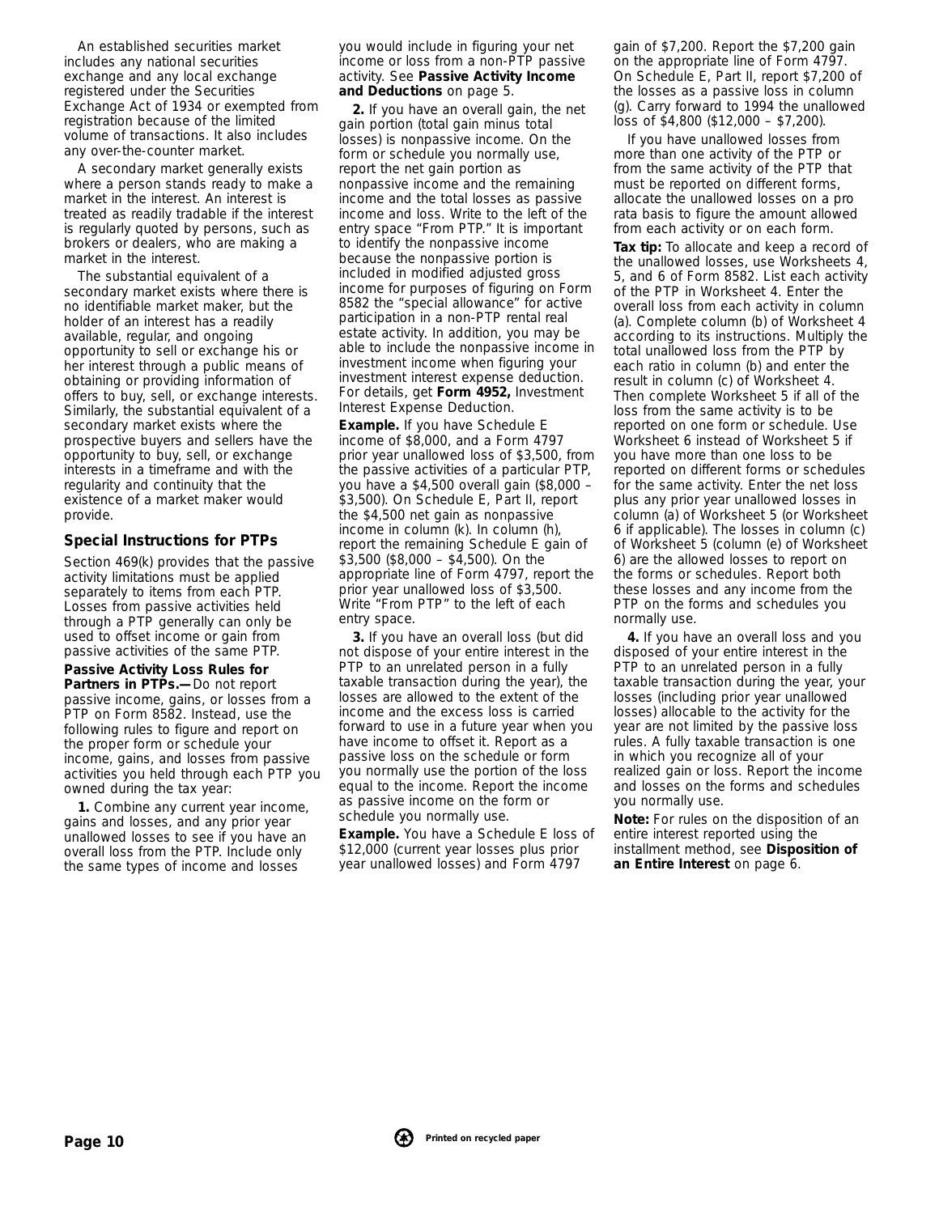An established securities market includes any national securities exchange and any local exchange registered under the Securities Exchange Act of 1934 or exempted from registration because of the limited volume of transactions. It also includes any over-the-counter market.

A secondary market generally exists where a person stands ready to make a market in the interest. An interest is treated as readily tradable if the interest is regularly quoted by persons, such as brokers or dealers, who are making a market in the interest.

The substantial equivalent of a secondary market exists where there is no identifiable market maker, but the holder of an interest has a readily available, regular, and ongoing opportunity to sell or exchange his or her interest through a public means of obtaining or providing information of offers to buy, sell, or exchange interests. Similarly, the substantial equivalent of a secondary market exists where the prospective buyers and sellers have the opportunity to buy, sell, or exchange interests in a timeframe and with the regularity and continuity that the existence of a market maker would provide.

### Special Instructions for PTPs

Section 469(k) provides that the passive activity limitations must be applied separately to items from each PTP. Losses from passive activities held through a PTP generally can only be used to offset income or gain from passive activities of the same PTP.

**Passive Activity Loss Rules for Partners in PTPs.—** Do not report passive income, gains, or losses from a PTP on Form 8582. Instead, use the following rules to figure and report on the proper form or schedule your income, gains, and losses from passive activities you held through each PTP you owned during the tax year:

**1.** Combine any current year income, gains and losses, and any prior year unallowed losses to see if you have an overall loss from the PTP. Include only the same types of income and losses you would include in figuring your net income or loss from a non-PTP passive activity. See **Passive Activity Income and Deductions** on page 5.

**2.** If you have an overall gain, the net gain portion (total gain minus total losses) is nonpassive income. On the form or schedule you normally use, report the net gain portion as nonpassive income and the remaining income and the total losses as passive income and loss. Write to the left of the entry space "From PTP." It is important to identify the nonpassive income because the nonpassive portion is included in modified adjusted gross income for purposes of figuring on Form 8582 the "special allowance" for active participation in a non-PTP rental real estate activity. In addition, you may be able to include the nonpassive income in investment income when figuring your investment interest expense deduction. For details, get **Form 4952,** Investment Interest Expense Deduction.

**Example.** If you have Schedule E income of $8,000, and a Form 4797 prior year unallowed loss of $3,500, from the passive activities of a particular PTP, you have a $4,500 overall gain ($8,000 – $3,500). On Schedule E, Part II, report the $4,500 net gain as nonpassive income in column (k). In column (h), report the remaining Schedule E gain of $3,500 ($8,000 – $4,500). On the appropriate line of Form 4797, report the prior year unallowed loss of $3,500. Write "From PTP" to the left of each entry space.

**3.** If you have an overall loss (but did not dispose of your entire interest in the PTP to an unrelated person in a fully taxable transaction during the year), the losses are allowed to the extent of the income and the excess loss is carried forward to use in a future year when you have income to offset it. Report as a passive loss on the schedule or form you normally use the portion of the loss equal to the income. Report the income as passive income on the form or schedule you normally use.

**Example.** You have a Schedule E loss of $12,000 (current year losses plus prior year unallowed losses) and Form 4797 gain of $7,200. Report the $7,200 gain on the appropriate line of Form 4797. On Schedule E, Part II, report $7,200 of the losses as a passive loss in column (g). Carry forward to 1994 the unallowed loss of $4,800 ($12,000 – $7,200).

If you have unallowed losses from more than one activity of the PTP or from the same activity of the PTP that must be reported on different forms, allocate the unallowed losses on a pro rata basis to figure the amount allowed from each activity or on each form.

**Tax tip:** To allocate and keep a record of the unallowed losses, use Worksheets 4, 5, and 6 of Form 8582. List each activity of the PTP in Worksheet 4. Enter the overall loss from each activity in column (a). Complete column (b) of Worksheet 4 according to its instructions. Multiply the total unallowed loss from the PTP by each ratio in column (b) and enter the result in column (c) of Worksheet 4. Then complete Worksheet 5 if all of the loss from the same activity is to be reported on one form or schedule. Use Worksheet 6 instead of Worksheet 5 if you have more than one loss to be reported on different forms or schedules for the same activity. Enter the net loss plus any prior year unallowed losses in column (a) of Worksheet 5 (or Worksheet 6 if applicable). The losses in column (c) of Worksheet 5 (column (e) of Worksheet 6) are the allowed losses to report on the forms or schedules. Report both these losses and any income from the PTP on the forms and schedules you normally use.

**4.** If you have an overall loss and you disposed of your entire interest in the PTP to an unrelated person in a fully taxable transaction during the year, your losses (including prior year unallowed losses) allocable to the activity for the year are not limited by the passive loss rules. A fully taxable transaction is one in which you recognize all of your realized gain or loss. Report the income and losses on the forms and schedules you normally use.

**Note:** For rules on the disposition of an entire interest reported using the installment method, see **Disposition of an Entire Interest** on page 6.

Printed on recycled paper